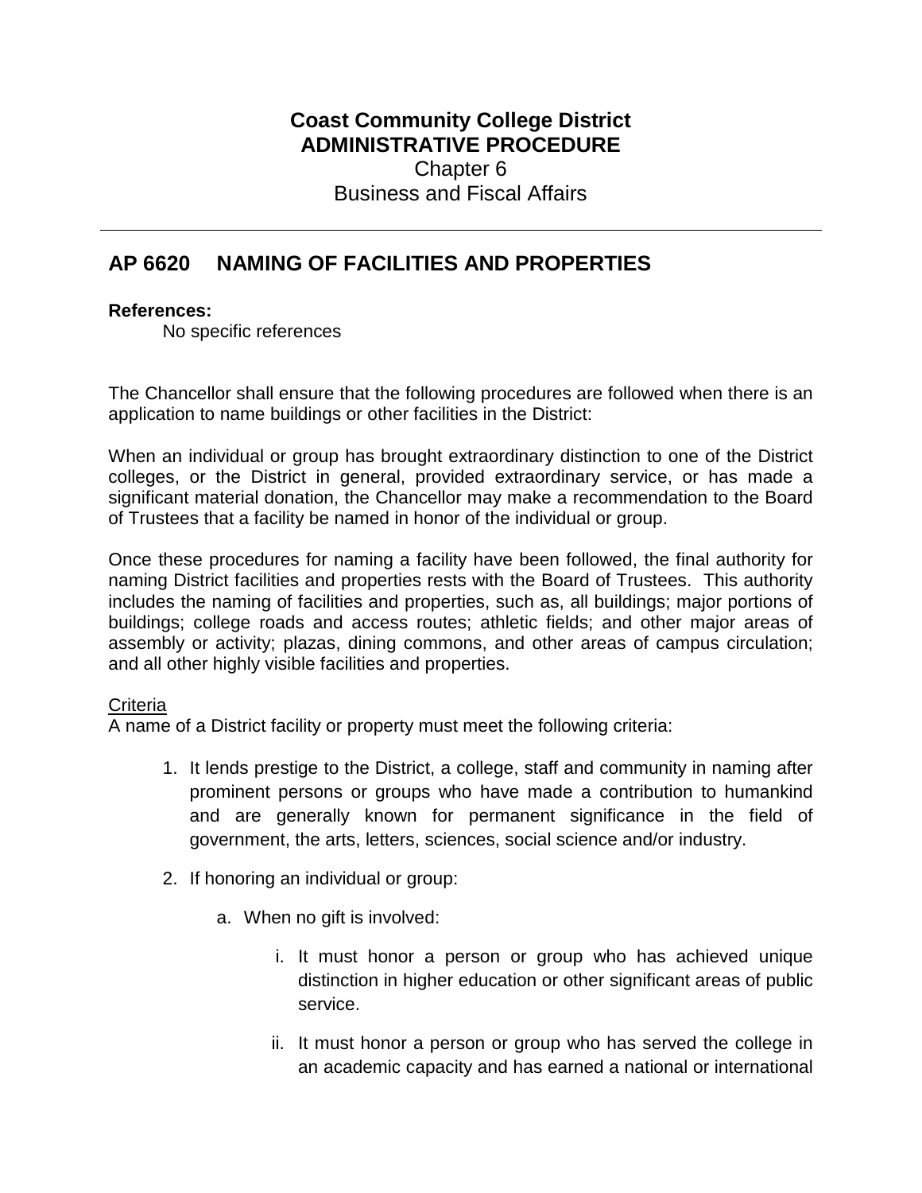**Coast Community College District**
**ADMINISTRATIVE PROCEDURE**
Chapter 6
Business and Fiscal Affairs

---

## AP 6620 NAMING OF FACILITIES AND PROPERTIES

**References:**

No specific references

The Chancellor shall ensure that the following procedures are followed when there is an application to name buildings or other facilities in the District:

When an individual or group has brought extraordinary distinction to one of the District colleges, or the District in general, provided extraordinary service, or has made a significant material donation, the Chancellor may make a recommendation to the Board of Trustees that a facility be named in honor of the individual or group.

Once these procedures for naming a facility have been followed, the final authority for naming District facilities and properties rests with the Board of Trustees. This authority includes the naming of facilities and properties, such as, all buildings; major portions of buildings; college roads and access routes; athletic fields; and other major areas of assembly or activity; plazas, dining commons, and other areas of campus circulation; and all other highly visible facilities and properties.

<u>Criteria</u>

A name of a District facility or property must meet the following criteria:

1. It lends prestige to the District, a college, staff and community in naming after prominent persons or groups who have made a contribution to humankind and are generally known for permanent significance in the field of government, the arts, letters, sciences, social science and/or industry.

2. If honoring an individual or group:

    a. When no gift is involved:

        i. It must honor a person or group who has achieved unique distinction in higher education or other significant areas of public service.

        ii. It must honor a person or group who has served the college in an academic capacity and has earned a national or international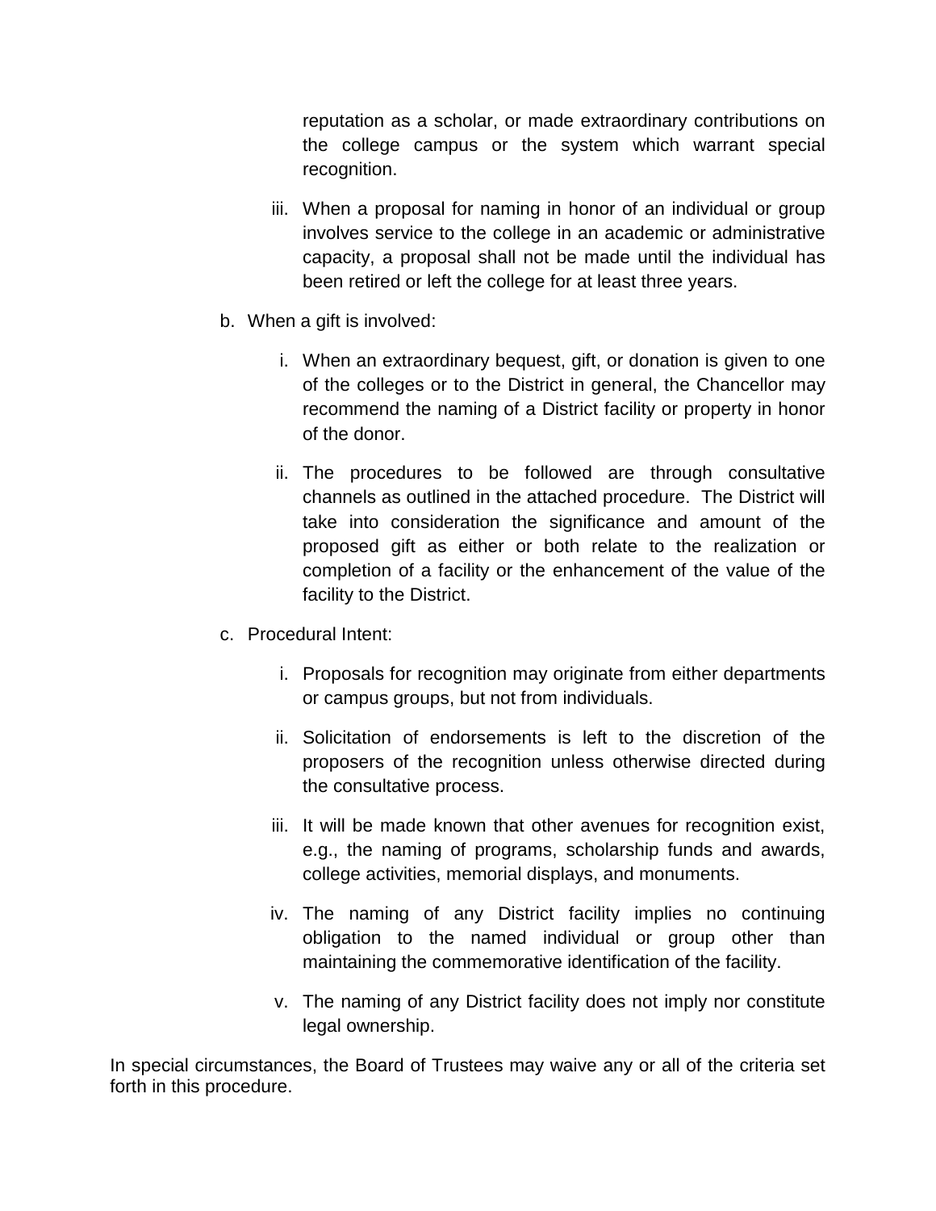reputation as a scholar, or made extraordinary contributions on the college campus or the system which warrant special recognition.

iii. When a proposal for naming in honor of an individual or group involves service to the college in an academic or administrative capacity, a proposal shall not be made until the individual has been retired or left the college for at least three years.

b. When a gift is involved:

   i. When an extraordinary bequest, gift, or donation is given to one of the colleges or to the District in general, the Chancellor may recommend the naming of a District facility or property in honor of the donor.

   ii. The procedures to be followed are through consultative channels as outlined in the attached procedure. The District will take into consideration the significance and amount of the proposed gift as either or both relate to the realization or completion of a facility or the enhancement of the value of the facility to the District.

c. Procedural Intent:

   i. Proposals for recognition may originate from either departments or campus groups, but not from individuals.

   ii. Solicitation of endorsements is left to the discretion of the proposers of the recognition unless otherwise directed during the consultative process.

   iii. It will be made known that other avenues for recognition exist, e.g., the naming of programs, scholarship funds and awards, college activities, memorial displays, and monuments.

   iv. The naming of any District facility implies no continuing obligation to the named individual or group other than maintaining the commemorative identification of the facility.

   v. The naming of any District facility does not imply nor constitute legal ownership.

In special circumstances, the Board of Trustees may waive any or all of the criteria set forth in this procedure.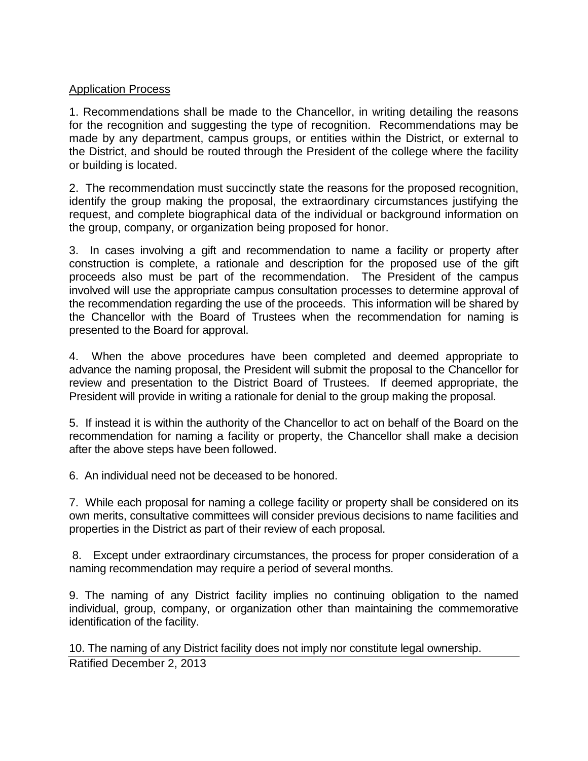Application Process

1. Recommendations shall be made to the Chancellor, in writing detailing the reasons for the recognition and suggesting the type of recognition. Recommendations may be made by any department, campus groups, or entities within the District, or external to the District, and should be routed through the President of the college where the facility or building is located.

2. The recommendation must succinctly state the reasons for the proposed recognition, identify the group making the proposal, the extraordinary circumstances justifying the request, and complete biographical data of the individual or background information on the group, company, or organization being proposed for honor.

3. In cases involving a gift and recommendation to name a facility or property after construction is complete, a rationale and description for the proposed use of the gift proceeds also must be part of the recommendation. The President of the campus involved will use the appropriate campus consultation processes to determine approval of the recommendation regarding the use of the proceeds. This information will be shared by the Chancellor with the Board of Trustees when the recommendation for naming is presented to the Board for approval.

4. When the above procedures have been completed and deemed appropriate to advance the naming proposal, the President will submit the proposal to the Chancellor for review and presentation to the District Board of Trustees. If deemed appropriate, the President will provide in writing a rationale for denial to the group making the proposal.

5. If instead it is within the authority of the Chancellor to act on behalf of the Board on the recommendation for naming a facility or property, the Chancellor shall make a decision after the above steps have been followed.

6. An individual need not be deceased to be honored.

7. While each proposal for naming a college facility or property shall be considered on its own merits, consultative committees will consider previous decisions to name facilities and properties in the District as part of their review of each proposal.

8. Except under extraordinary circumstances, the process for proper consideration of a naming recommendation may require a period of several months.

9. The naming of any District facility implies no continuing obligation to the named individual, group, company, or organization other than maintaining the commemorative identification of the facility.

10. The naming of any District facility does not imply nor constitute legal ownership.

Ratified December 2, 2013